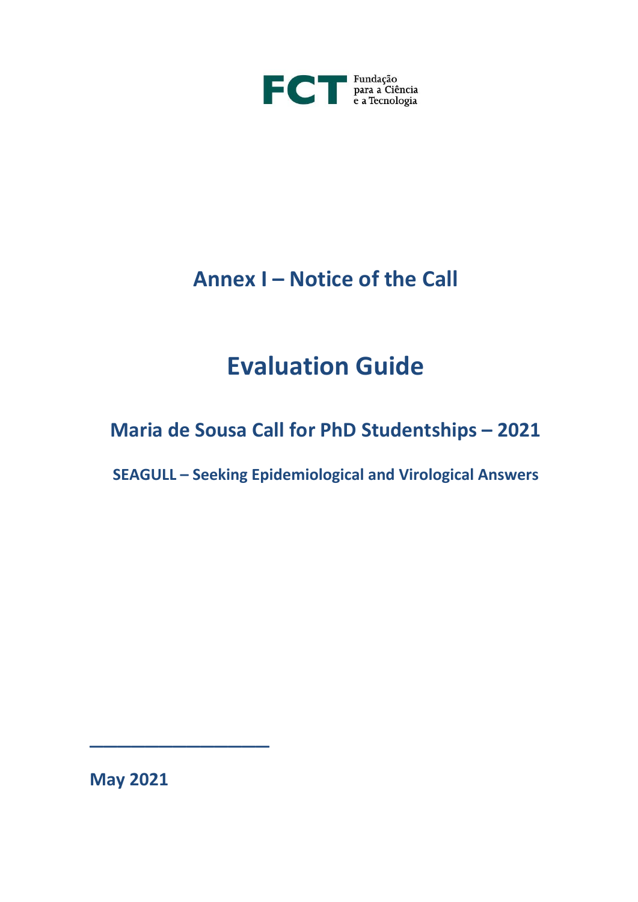FCT Fundação para a Ciência e a Tecnologia

# Annex I – Notice of the Call

# Evaluation Guide

## Maria de Sousa Call for PhD Studentships – 2021

### SEAGULL – Seeking Epidemiological and Virological Answers

**May 2021**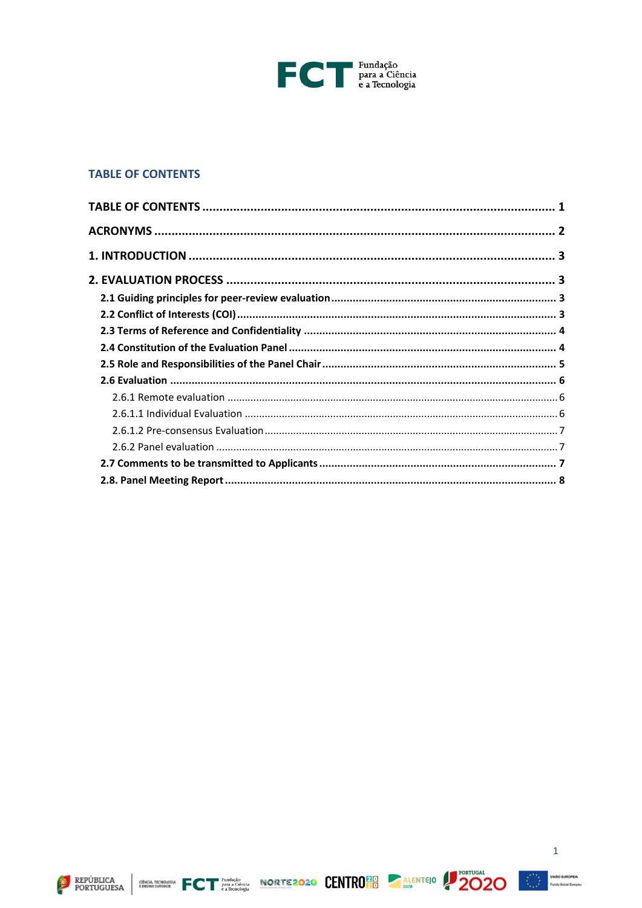## TABLE OF CONTENTS

**TABLE OF CONTENTS** ..... 1

**ACRONYMS** ..... 2

**1. INTRODUCTION** ..... 3

**2. EVALUATION PROCESS** ..... 3

- **2.1 Guiding principles for peer-review evaluation** ..... 3
- **2.2 Conflict of Interests (COI)** ..... 3
- **2.3 Terms of Reference and Confidentiality** ..... 4
- **2.4 Constitution of the Evaluation Panel** ..... 4
- **2.5 Role and Responsibilities of the Panel Chair** ..... 5
- **2.6 Evaluation** ..... 6
  - 2.6.1 Remote evaluation ..... 6
  - 2.6.1.1 Individual Evaluation ..... 6
  - 2.6.1.2 Pre-consensus Evaluation ..... 7
  - 2.6.2 Panel evaluation ..... 7
- **2.7 Comments to be transmitted to Applicants** ..... 7
- **2.8. Panel Meeting Report** ..... 8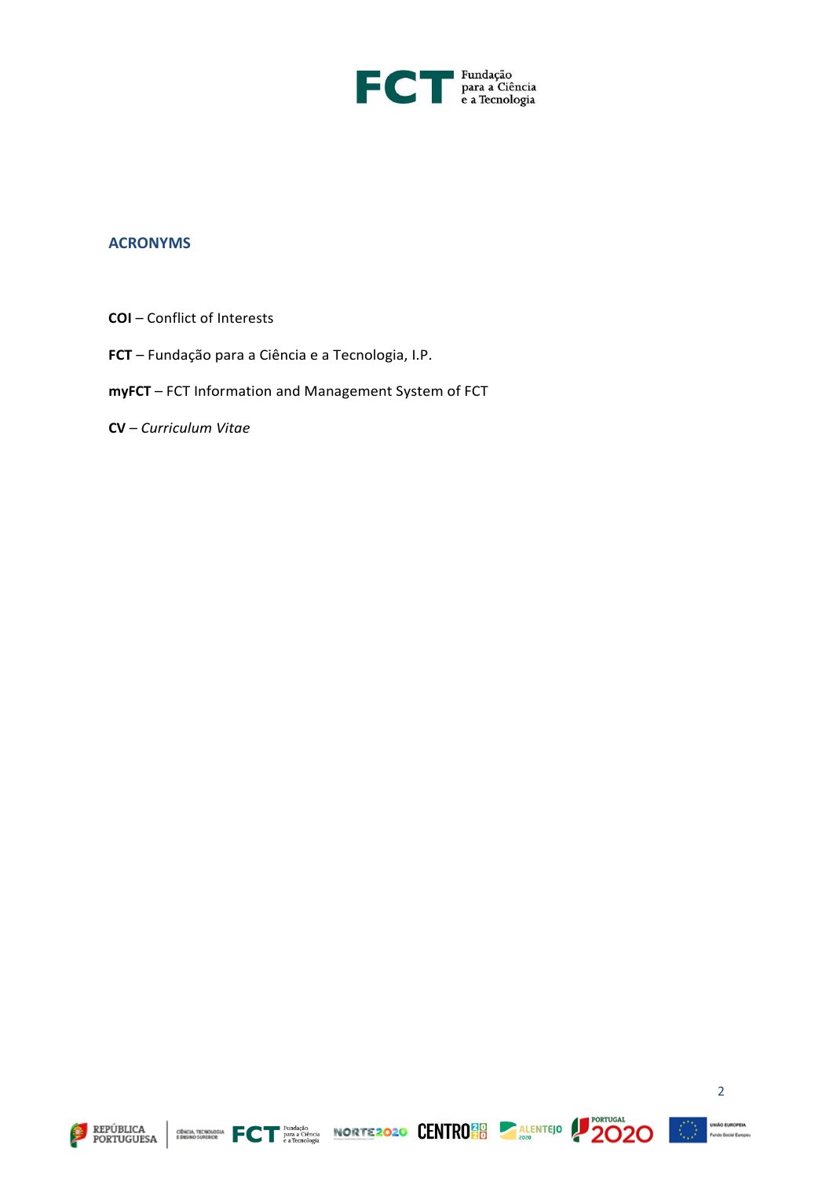## ACRONYMS

**COI** – Conflict of Interests

**FCT** – Fundação para a Ciência e a Tecnologia, I.P.

**myFCT** – FCT Information and Management System of FCT

**CV** – *Curriculum Vitae*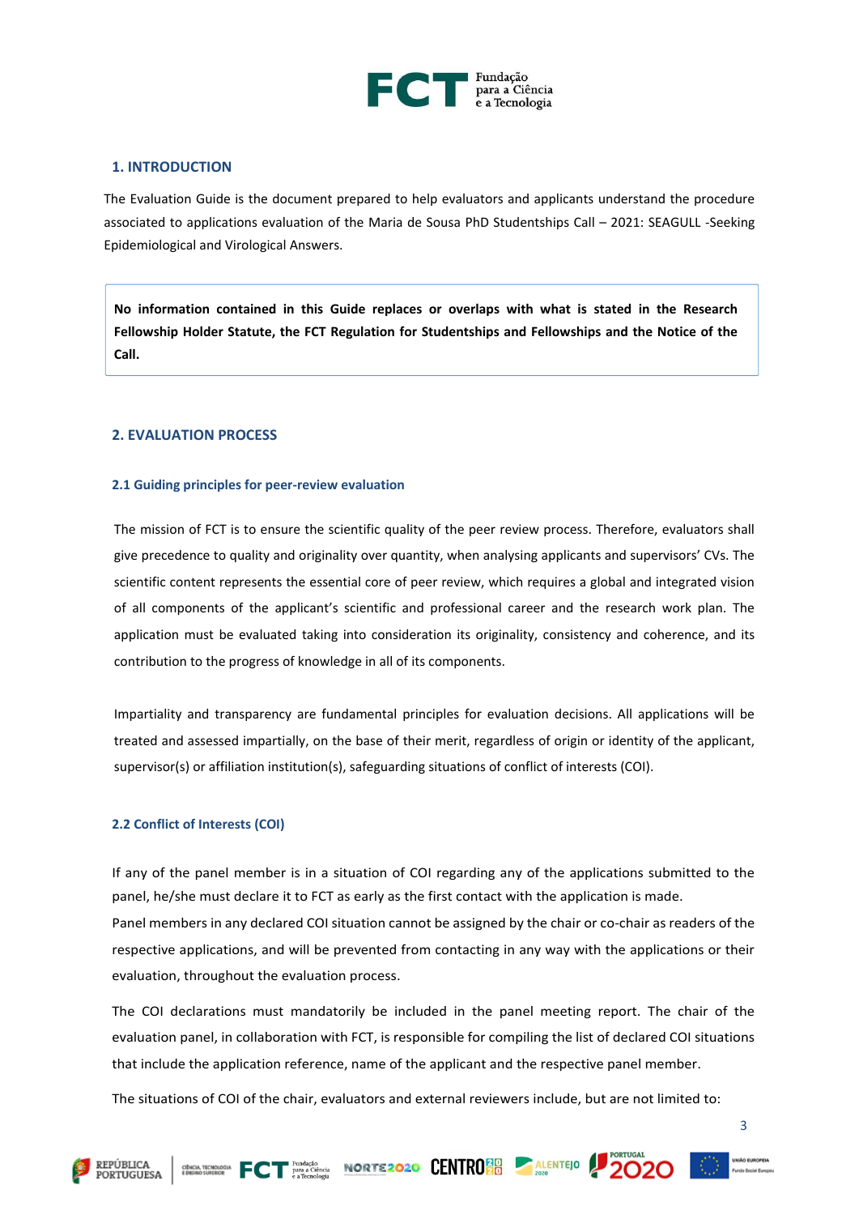## 1. INTRODUCTION

The Evaluation Guide is the document prepared to help evaluators and applicants understand the procedure associated to applications evaluation of the Maria de Sousa PhD Studentships Call – 2021: SEAGULL -Seeking Epidemiological and Virological Answers.

**No information contained in this Guide replaces or overlaps with what is stated in the Research Fellowship Holder Statute, the FCT Regulation for Studentships and Fellowships and the Notice of the Call.**

## 2. EVALUATION PROCESS

### 2.1 Guiding principles for peer-review evaluation

The mission of FCT is to ensure the scientific quality of the peer review process. Therefore, evaluators shall give precedence to quality and originality over quantity, when analysing applicants and supervisors' CVs. The scientific content represents the essential core of peer review, which requires a global and integrated vision of all components of the applicant's scientific and professional career and the research work plan. The application must be evaluated taking into consideration its originality, consistency and coherence, and its contribution to the progress of knowledge in all of its components.

Impartiality and transparency are fundamental principles for evaluation decisions. All applications will be treated and assessed impartially, on the base of their merit, regardless of origin or identity of the applicant, supervisor(s) or affiliation institution(s), safeguarding situations of conflict of interests (COI).

### 2.2 Conflict of Interests (COI)

If any of the panel member is in a situation of COI regarding any of the applications submitted to the panel, he/she must declare it to FCT as early as the first contact with the application is made.
Panel members in any declared COI situation cannot be assigned by the chair or co-chair as readers of the respective applications, and will be prevented from contacting in any way with the applications or their evaluation, throughout the evaluation process.

The COI declarations must mandatorily be included in the panel meeting report. The chair of the evaluation panel, in collaboration with FCT, is responsible for compiling the list of declared COI situations that include the application reference, name of the applicant and the respective panel member.

The situations of COI of the chair, evaluators and external reviewers include, but are not limited to: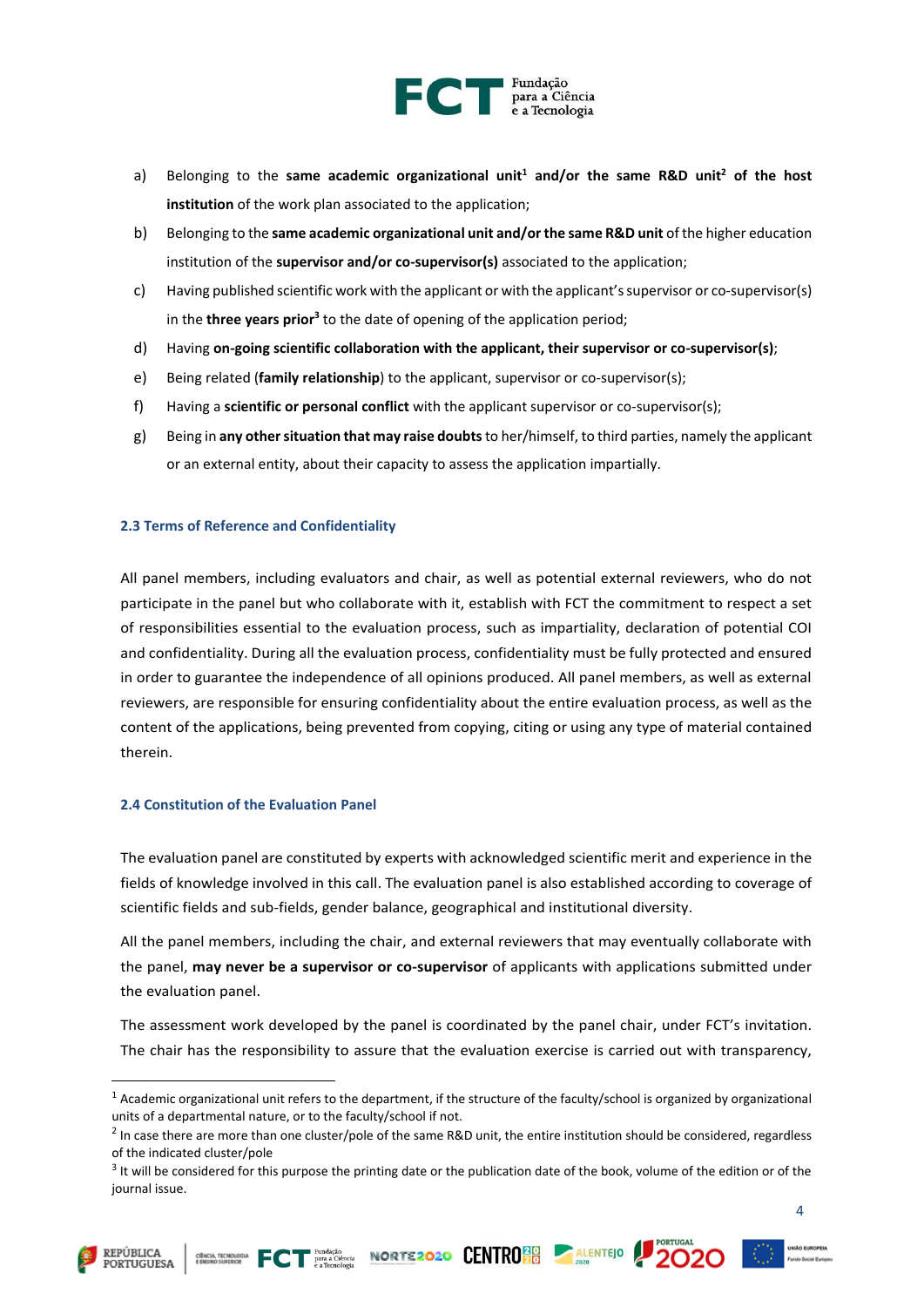a) Belonging to the **same academic organizational unit**[1] **and/or the same R&D unit**[2] **of the host institution** of the work plan associated to the application;

b) Belonging to the **same academic organizational unit and/or the same R&D unit** of the higher education institution of the **supervisor and/or co-supervisor(s)** associated to the application;

c) Having published scientific work with the applicant or with the applicant's supervisor or co-supervisor(s) in the **three years prior**[3] to the date of opening of the application period;

d) Having **on-going scientific collaboration with the applicant, their supervisor or co-supervisor(s)**;

e) Being related (**family relationship**) to the applicant, supervisor or co-supervisor(s);

f) Having a **scientific or personal conflict** with the applicant supervisor or co-supervisor(s);

g) Being in **any other situation that may raise doubts** to her/himself, to third parties, namely the applicant or an external entity, about their capacity to assess the application impartially.

### 2.3 Terms of Reference and Confidentiality

All panel members, including evaluators and chair, as well as potential external reviewers, who do not participate in the panel but who collaborate with it, establish with FCT the commitment to respect a set of responsibilities essential to the evaluation process, such as impartiality, declaration of potential COI and confidentiality. During all the evaluation process, confidentiality must be fully protected and ensured in order to guarantee the independence of all opinions produced. All panel members, as well as external reviewers, are responsible for ensuring confidentiality about the entire evaluation process, as well as the content of the applications, being prevented from copying, citing or using any type of material contained therein.

### 2.4 Constitution of the Evaluation Panel

The evaluation panel are constituted by experts with acknowledged scientific merit and experience in the fields of knowledge involved in this call. The evaluation panel is also established according to coverage of scientific fields and sub-fields, gender balance, geographical and institutional diversity.

All the panel members, including the chair, and external reviewers that may eventually collaborate with the panel, **may never be a supervisor or co-supervisor** of applicants with applications submitted under the evaluation panel.

The assessment work developed by the panel is coordinated by the panel chair, under FCT's invitation. The chair has the responsibility to assure that the evaluation exercise is carried out with transparency,

---

[1] Academic organizational unit refers to the department, if the structure of the faculty/school is organized by organizational units of a departmental nature, or to the faculty/school if not.

[2] In case there are more than one cluster/pole of the same R&D unit, the entire institution should be considered, regardless of the indicated cluster/pole

[3] It will be considered for this purpose the printing date or the publication date of the book, volume of the edition or of the journal issue.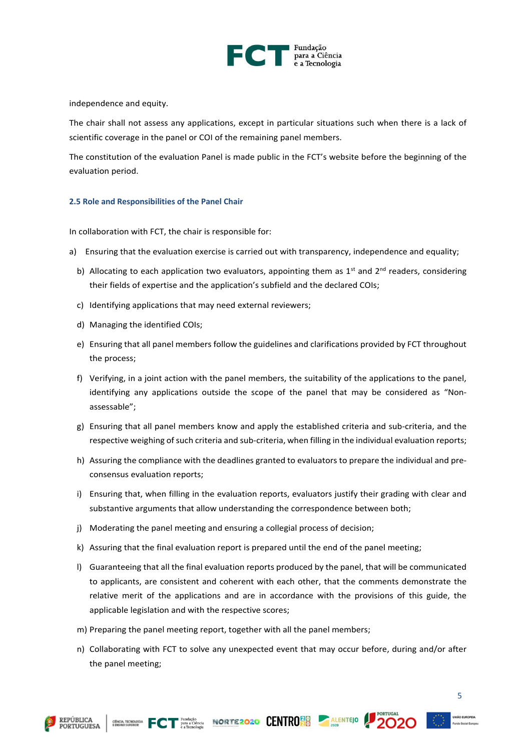independence and equity.

The chair shall not assess any applications, except in particular situations such when there is a lack of scientific coverage in the panel or COI of the remaining panel members.

The constitution of the evaluation Panel is made public in the FCT's website before the beginning of the evaluation period.

### 2.5 Role and Responsibilities of the Panel Chair

In collaboration with FCT, the chair is responsible for:

a) Ensuring that the evaluation exercise is carried out with transparency, independence and equality;

b) Allocating to each application two evaluators, appointing them as 1st and 2nd readers, considering their fields of expertise and the application's subfield and the declared COIs;

c) Identifying applications that may need external reviewers;

d) Managing the identified COIs;

e) Ensuring that all panel members follow the guidelines and clarifications provided by FCT throughout the process;

f) Verifying, in a joint action with the panel members, the suitability of the applications to the panel, identifying any applications outside the scope of the panel that may be considered as "Non-assessable";

g) Ensuring that all panel members know and apply the established criteria and sub-criteria, and the respective weighing of such criteria and sub-criteria, when filling in the individual evaluation reports;

h) Assuring the compliance with the deadlines granted to evaluators to prepare the individual and pre-consensus evaluation reports;

i) Ensuring that, when filling in the evaluation reports, evaluators justify their grading with clear and substantive arguments that allow understanding the correspondence between both;

j) Moderating the panel meeting and ensuring a collegial process of decision;

k) Assuring that the final evaluation report is prepared until the end of the panel meeting;

l) Guaranteeing that all the final evaluation reports produced by the panel, that will be communicated to applicants, are consistent and coherent with each other, that the comments demonstrate the relative merit of the applications and are in accordance with the provisions of this guide, the applicable legislation and with the respective scores;

m) Preparing the panel meeting report, together with all the panel members;

n) Collaborating with FCT to solve any unexpected event that may occur before, during and/or after the panel meeting;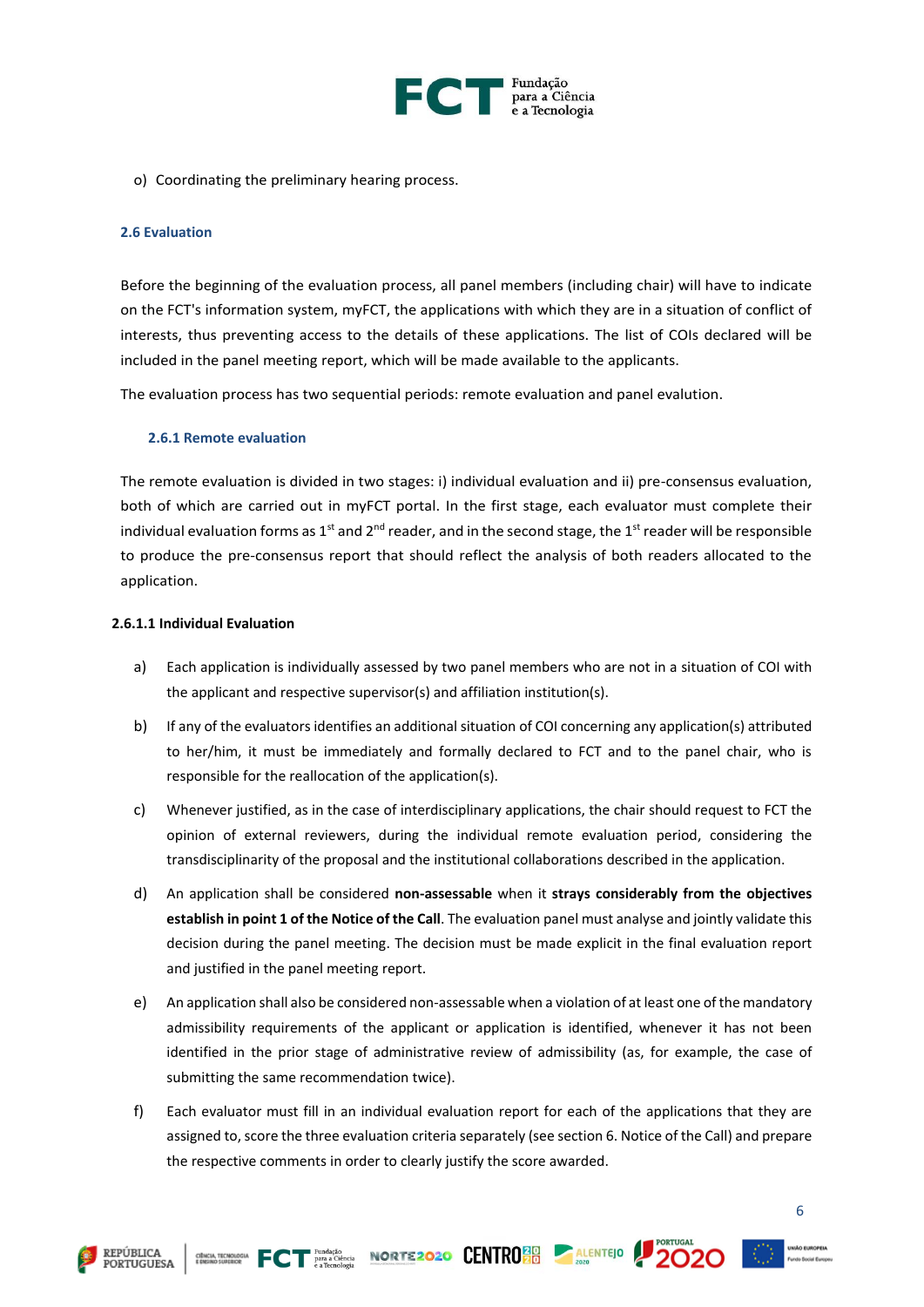o) Coordinating the preliminary hearing process.

### 2.6 Evaluation

Before the beginning of the evaluation process, all panel members (including chair) will have to indicate on the FCT's information system, myFCT, the applications with which they are in a situation of conflict of interests, thus preventing access to the details of these applications. The list of COIs declared will be included in the panel meeting report, which will be made available to the applicants.

The evaluation process has two sequential periods: remote evaluation and panel evalution.

#### 2.6.1 Remote evaluation

The remote evaluation is divided in two stages: i) individual evaluation and ii) pre-consensus evaluation, both of which are carried out in myFCT portal. In the first stage, each evaluator must complete their individual evaluation forms as 1st and 2nd reader, and in the second stage, the 1st reader will be responsible to produce the pre-consensus report that should reflect the analysis of both readers allocated to the application.

**2.6.1.1 Individual Evaluation**

a) Each application is individually assessed by two panel members who are not in a situation of COI with the applicant and respective supervisor(s) and affiliation institution(s).

b) If any of the evaluators identifies an additional situation of COI concerning any application(s) attributed to her/him, it must be immediately and formally declared to FCT and to the panel chair, who is responsible for the reallocation of the application(s).

c) Whenever justified, as in the case of interdisciplinary applications, the chair should request to FCT the opinion of external reviewers, during the individual remote evaluation period, considering the transdisciplinarity of the proposal and the institutional collaborations described in the application.

d) An application shall be considered **non-assessable** when it **strays considerably from the objectives establish in point 1 of the Notice of the Call**. The evaluation panel must analyse and jointly validate this decision during the panel meeting. The decision must be made explicit in the final evaluation report and justified in the panel meeting report.

e) An application shall also be considered non-assessable when a violation of at least one of the mandatory admissibility requirements of the applicant or application is identified, whenever it has not been identified in the prior stage of administrative review of admissibility (as, for example, the case of submitting the same recommendation twice).

f) Each evaluator must fill in an individual evaluation report for each of the applications that they are assigned to, score the three evaluation criteria separately (see section 6. Notice of the Call) and prepare the respective comments in order to clearly justify the score awarded.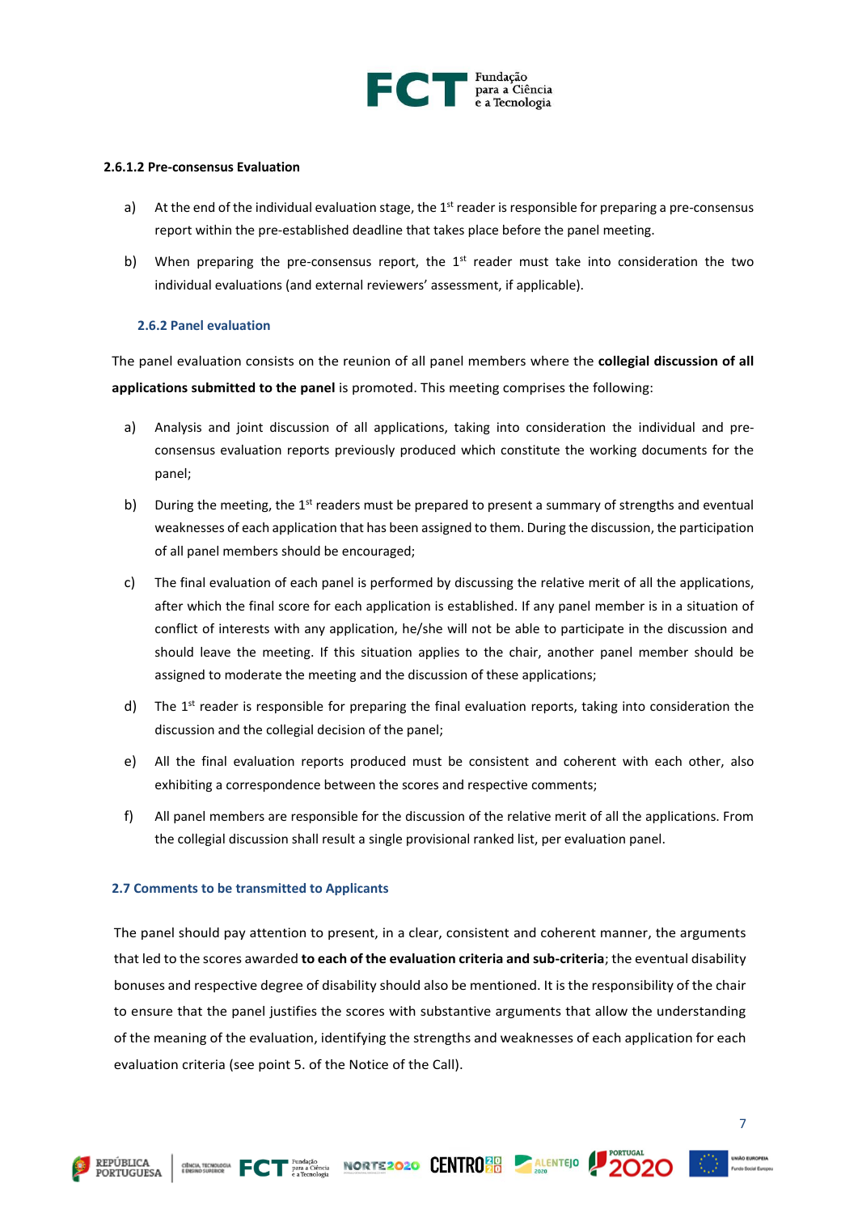#### 2.6.1.2 Pre-consensus Evaluation

a) At the end of the individual evaluation stage, the 1st reader is responsible for preparing a pre-consensus report within the pre-established deadline that takes place before the panel meeting.

b) When preparing the pre-consensus report, the 1st reader must take into consideration the two individual evaluations (and external reviewers' assessment, if applicable).

### 2.6.2 Panel evaluation

The panel evaluation consists on the reunion of all panel members where the **collegial discussion of all applications submitted to the panel** is promoted. This meeting comprises the following:

a) Analysis and joint discussion of all applications, taking into consideration the individual and pre-consensus evaluation reports previously produced which constitute the working documents for the panel;

b) During the meeting, the 1st readers must be prepared to present a summary of strengths and eventual weaknesses of each application that has been assigned to them. During the discussion, the participation of all panel members should be encouraged;

c) The final evaluation of each panel is performed by discussing the relative merit of all the applications, after which the final score for each application is established. If any panel member is in a situation of conflict of interests with any application, he/she will not be able to participate in the discussion and should leave the meeting. If this situation applies to the chair, another panel member should be assigned to moderate the meeting and the discussion of these applications;

d) The 1st reader is responsible for preparing the final evaluation reports, taking into consideration the discussion and the collegial decision of the panel;

e) All the final evaluation reports produced must be consistent and coherent with each other, also exhibiting a correspondence between the scores and respective comments;

f) All panel members are responsible for the discussion of the relative merit of all the applications. From the collegial discussion shall result a single provisional ranked list, per evaluation panel.

## 2.7 Comments to be transmitted to Applicants

The panel should pay attention to present, in a clear, consistent and coherent manner, the arguments that led to the scores awarded **to each of the evaluation criteria and sub-criteria**; the eventual disability bonuses and respective degree of disability should also be mentioned. It is the responsibility of the chair to ensure that the panel justifies the scores with substantive arguments that allow the understanding of the meaning of the evaluation, identifying the strengths and weaknesses of each application for each evaluation criteria (see point 5. of the Notice of the Call).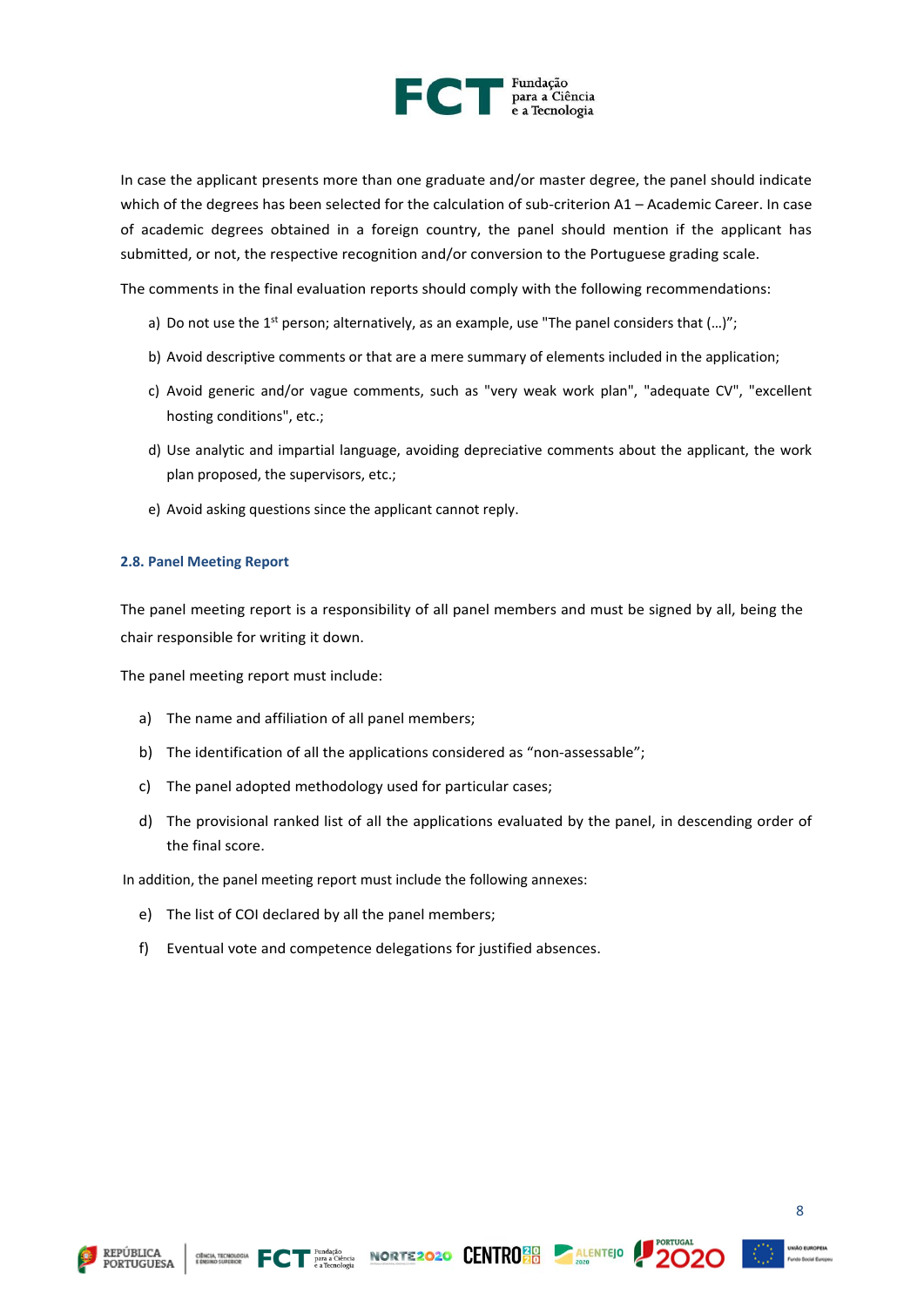In case the applicant presents more than one graduate and/or master degree, the panel should indicate which of the degrees has been selected for the calculation of sub-criterion A1 – Academic Career. In case of academic degrees obtained in a foreign country, the panel should mention if the applicant has submitted, or not, the respective recognition and/or conversion to the Portuguese grading scale.

The comments in the final evaluation reports should comply with the following recommendations:

a) Do not use the 1st person; alternatively, as an example, use "The panel considers that (…)";

b) Avoid descriptive comments or that are a mere summary of elements included in the application;

c) Avoid generic and/or vague comments, such as "very weak work plan", "adequate CV", "excellent hosting conditions", etc.;

d) Use analytic and impartial language, avoiding depreciative comments about the applicant, the work plan proposed, the supervisors, etc.;

e) Avoid asking questions since the applicant cannot reply.

### 2.8. Panel Meeting Report

The panel meeting report is a responsibility of all panel members and must be signed by all, being the chair responsible for writing it down.

The panel meeting report must include:

a) The name and affiliation of all panel members;

b) The identification of all the applications considered as "non-assessable";

c) The panel adopted methodology used for particular cases;

d) The provisional ranked list of all the applications evaluated by the panel, in descending order of the final score.

In addition, the panel meeting report must include the following annexes:

e) The list of COI declared by all the panel members;

f) Eventual vote and competence delegations for justified absences.